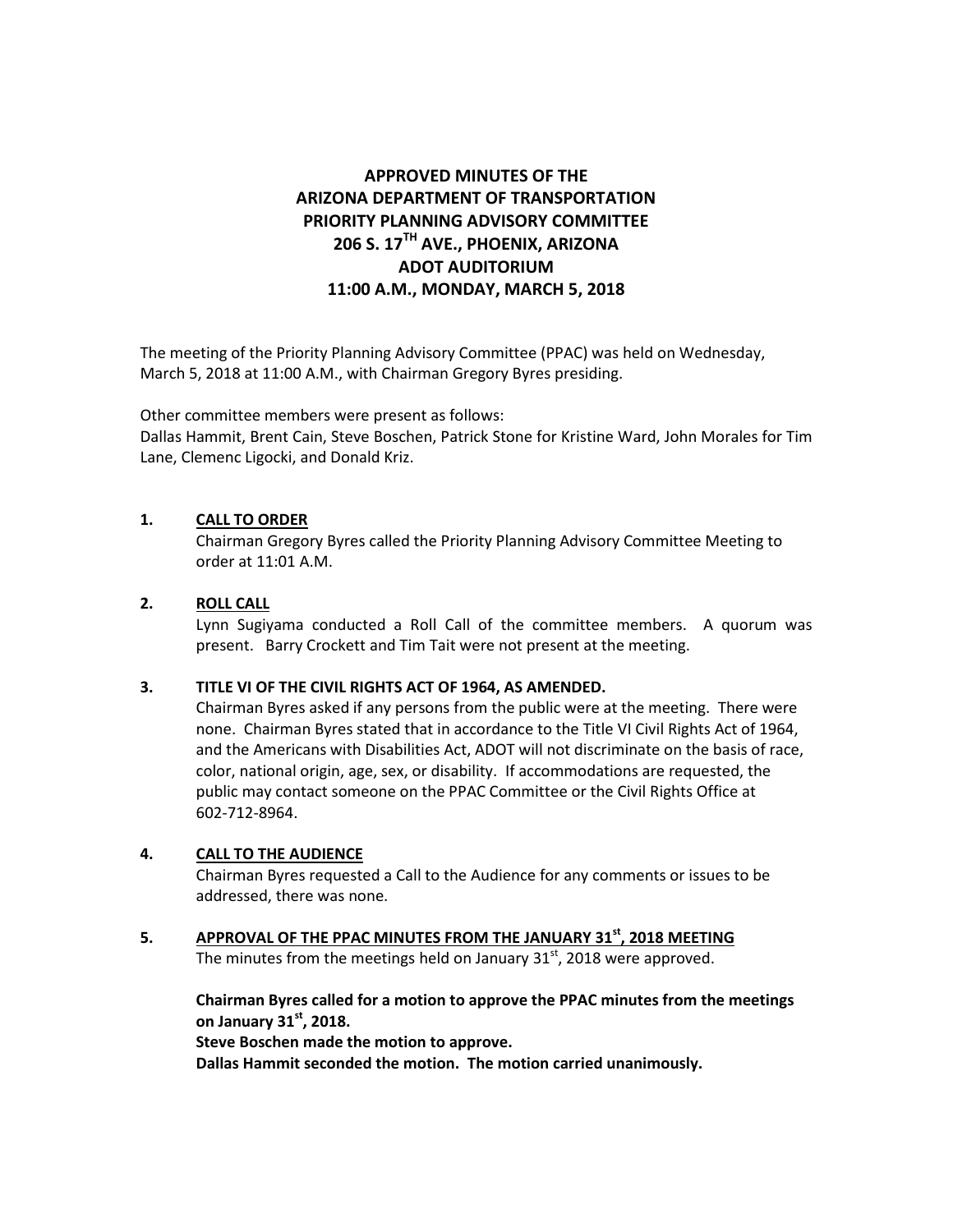# APPROVED MINUTES OF THE ARIZONA DEPARTMENT OF TRANSPORTATION PRIORITY PLANNING ADVISORY COMMITTEE 206 S. 17TH AVE., PHOENIX, ARIZONA ADOT AUDITORIUM 11:00 A.M., MONDAY, MARCH 5, 2018

The meeting of the Priority Planning Advisory Committee (PPAC) was held on Wednesday, March 5, 2018 at 11:00 A.M., with Chairman Gregory Byres presiding.

Other committee members were present as follows:
Dallas Hammit, Brent Cain, Steve Boschen, Patrick Stone for Kristine Ward, John Morales for Tim Lane, Clemenc Ligocki, and Donald Kriz.

**1. CALL TO ORDER**

Chairman Gregory Byres called the Priority Planning Advisory Committee Meeting to order at 11:01 A.M.

**2. ROLL CALL**

Lynn Sugiyama conducted a Roll Call of the committee members. A quorum was present. Barry Crockett and Tim Tait were not present at the meeting.

**3. TITLE VI OF THE CIVIL RIGHTS ACT OF 1964, AS AMENDED.**

Chairman Byres asked if any persons from the public were at the meeting. There were none. Chairman Byres stated that in accordance to the Title VI Civil Rights Act of 1964, and the Americans with Disabilities Act, ADOT will not discriminate on the basis of race, color, national origin, age, sex, or disability. If accommodations are requested, the public may contact someone on the PPAC Committee or the Civil Rights Office at 602-712-8964.

**4. CALL TO THE AUDIENCE**

Chairman Byres requested a Call to the Audience for any comments or issues to be addressed, there was none.

**5. APPROVAL OF THE PPAC MINUTES FROM THE JANUARY 31st, 2018 MEETING**

The minutes from the meetings held on January 31st, 2018 were approved.

**Chairman Byres called for a motion to approve the PPAC minutes from the meetings on January 31st, 2018.**
**Steve Boschen made the motion to approve.**
**Dallas Hammit seconded the motion. The motion carried unanimously.**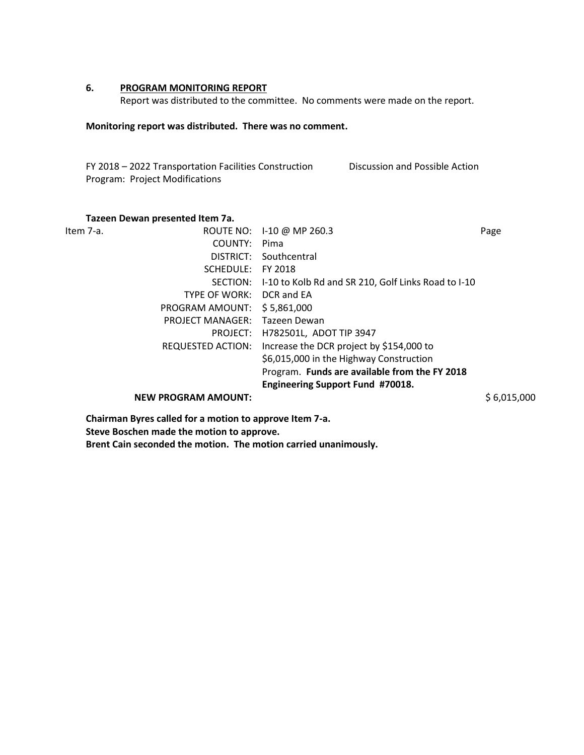## 6. PROGRAM MONITORING REPORT

Report was distributed to the committee. No comments were made on the report.

**Monitoring report was distributed. There was no comment.**

FY 2018 – 2022 Transportation Facilities Construction Program: Project Modifications — Discussion and Possible Action

**Tazeen Dewan presented Item 7a.**

Item 7-a. Page

| | |
|---|---|
| ROUTE NO: | I-10 @ MP 260.3 |
| COUNTY: | Pima |
| DISTRICT: | Southcentral |
| SCHEDULE: | FY 2018 |
| SECTION: | I-10 to Kolb Rd and SR 210, Golf Links Road to I-10 |
| TYPE OF WORK: | DCR and EA |
| PROGRAM AMOUNT: | $ 5,861,000 |
| PROJECT MANAGER: | Tazeen Dewan |
| PROJECT: | H782501L, ADOT TIP 3947 |
| REQUESTED ACTION: | Increase the DCR project by $154,000 to $6,015,000 in the Highway Construction Program. **Funds are available from the FY 2018 Engineering Support Fund #70018.** |

**NEW PROGRAM AMOUNT:** $ 6,015,000

**Chairman Byres called for a motion to approve Item 7-a.**
**Steve Boschen made the motion to approve.**
**Brent Cain seconded the motion. The motion carried unanimously.**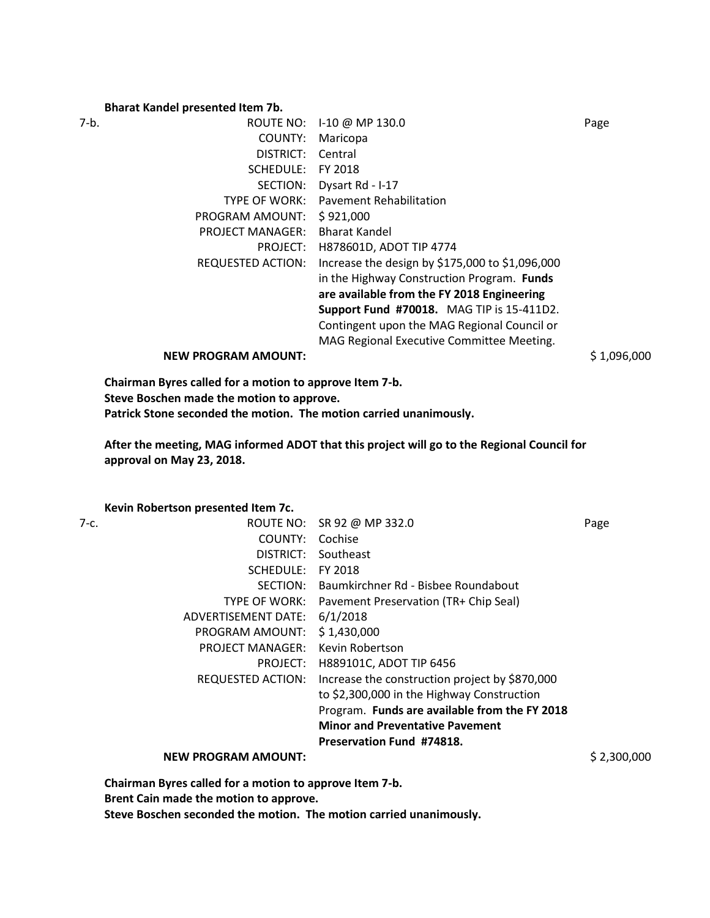**Bharat Kandel presented Item 7b.**

7-b.

| | | |
|---|---|---|
| ROUTE NO: | I-10 @ MP 130.0 | Page |
| COUNTY: | Maricopa | |
| DISTRICT: | Central | |
| SCHEDULE: | FY 2018 | |
| SECTION: | Dysart Rd - I-17 | |
| TYPE OF WORK: | Pavement Rehabilitation | |
| PROGRAM AMOUNT: | $ 921,000 | |
| PROJECT MANAGER: | Bharat Kandel | |
| PROJECT: | H878601D, ADOT TIP 4774 | |
| REQUESTED ACTION: | Increase the design by $175,000 to $1,096,000 in the Highway Construction Program. **Funds are available from the FY 2018 Engineering Support Fund #70018.** MAG TIP is 15-411D2. Contingent upon the MAG Regional Council or MAG Regional Executive Committee Meeting. | |
| **NEW PROGRAM AMOUNT:** | | $ 1,096,000 |

**Chairman Byres called for a motion to approve Item 7-b.**
**Steve Boschen made the motion to approve.**
**Patrick Stone seconded the motion. The motion carried unanimously.**

**After the meeting, MAG informed ADOT that this project will go to the Regional Council for approval on May 23, 2018.**

**Kevin Robertson presented Item 7c.**

7-c.

| | | |
|---|---|---|
| ROUTE NO: | SR 92 @ MP 332.0 | Page |
| COUNTY: | Cochise | |
| DISTRICT: | Southeast | |
| SCHEDULE: | FY 2018 | |
| SECTION: | Baumkirchner Rd - Bisbee Roundabout | |
| TYPE OF WORK: | Pavement Preservation (TR+ Chip Seal) | |
| ADVERTISEMENT DATE: | 6/1/2018 | |
| PROGRAM AMOUNT: | $ 1,430,000 | |
| PROJECT MANAGER: | Kevin Robertson | |
| PROJECT: | H889101C, ADOT TIP 6456 | |
| REQUESTED ACTION: | Increase the construction project by $870,000 to $2,300,000 in the Highway Construction Program. **Funds are available from the FY 2018 Minor and Preventative Pavement Preservation Fund #74818.** | |
| **NEW PROGRAM AMOUNT:** | | $ 2,300,000 |

**Chairman Byres called for a motion to approve Item 7-b.**
**Brent Cain made the motion to approve.**
**Steve Boschen seconded the motion. The motion carried unanimously.**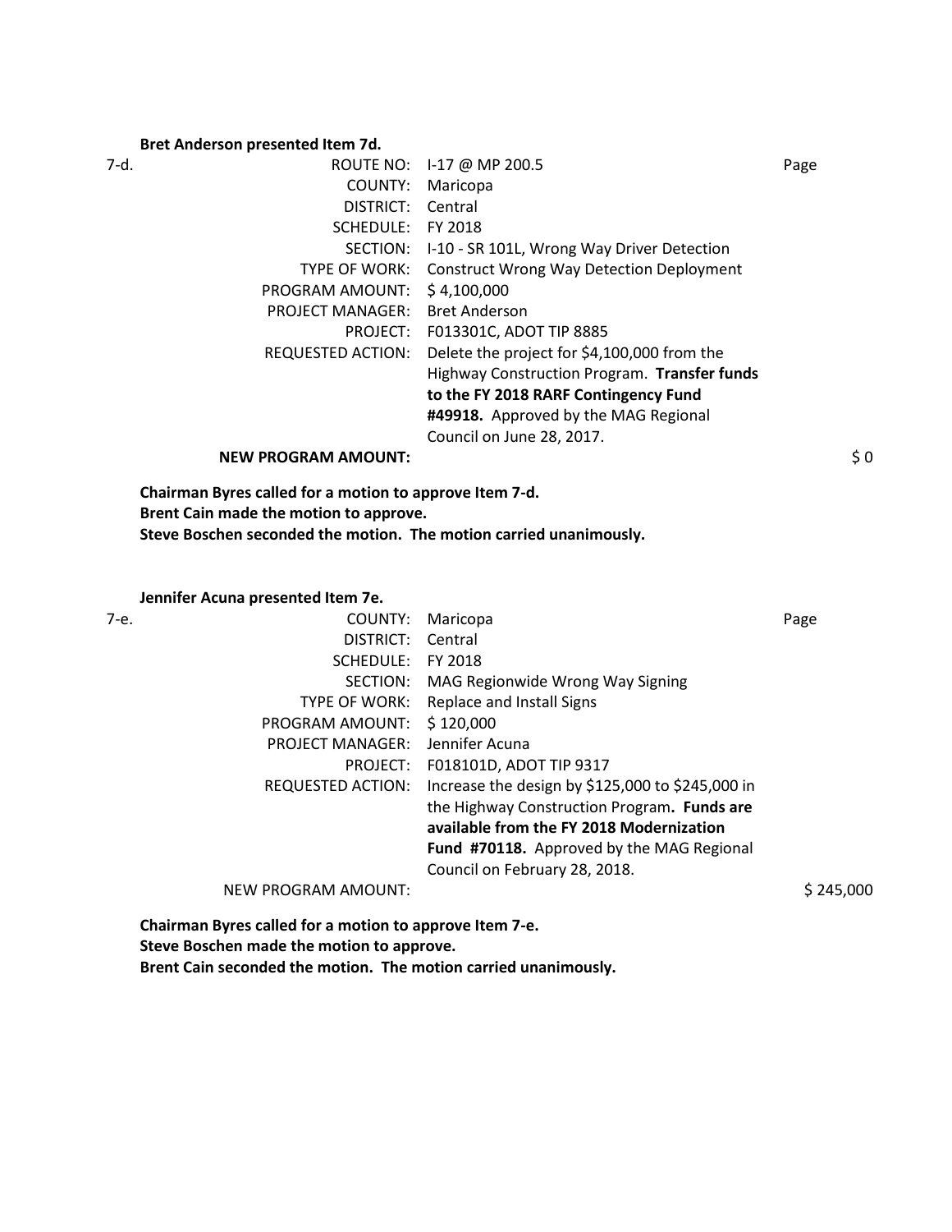**Bret Anderson presented Item 7d.**

7-d.

| | | |
|---|---|---|
| ROUTE NO: | I-17 @ MP 200.5 | Page |
| COUNTY: | Maricopa | |
| DISTRICT: | Central | |
| SCHEDULE: | FY 2018 | |
| SECTION: | I-10 - SR 101L, Wrong Way Driver Detection | |
| TYPE OF WORK: | Construct Wrong Way Detection Deployment | |
| PROGRAM AMOUNT: | $ 4,100,000 | |
| PROJECT MANAGER: | Bret Anderson | |
| PROJECT: | F013301C, ADOT TIP 8885 | |
| REQUESTED ACTION: | Delete the project for $4,100,000 from the Highway Construction Program. **Transfer funds to the FY 2018 RARF Contingency Fund #49918.** Approved by the MAG Regional Council on June 28, 2017. | |
| **NEW PROGRAM AMOUNT:** | | $ 0 |

**Chairman Byres called for a motion to approve Item 7-d.**
**Brent Cain made the motion to approve.**
**Steve Boschen seconded the motion. The motion carried unanimously.**

**Jennifer Acuna presented Item 7e.**

7-e.

| | | |
|---|---|---|
| COUNTY: | Maricopa | Page |
| DISTRICT: | Central | |
| SCHEDULE: | FY 2018 | |
| SECTION: | MAG Regionwide Wrong Way Signing | |
| TYPE OF WORK: | Replace and Install Signs | |
| PROGRAM AMOUNT: | $ 120,000 | |
| PROJECT MANAGER: | Jennifer Acuna | |
| PROJECT: | F018101D, ADOT TIP 9317 | |
| REQUESTED ACTION: | Increase the design by $125,000 to $245,000 in the Highway Construction Program**. Funds are available from the FY 2018 Modernization Fund #70118.** Approved by the MAG Regional Council on February 28, 2018. | |
| NEW PROGRAM AMOUNT: | | $ 245,000 |

**Chairman Byres called for a motion to approve Item 7-e.**
**Steve Boschen made the motion to approve.**
**Brent Cain seconded the motion. The motion carried unanimously.**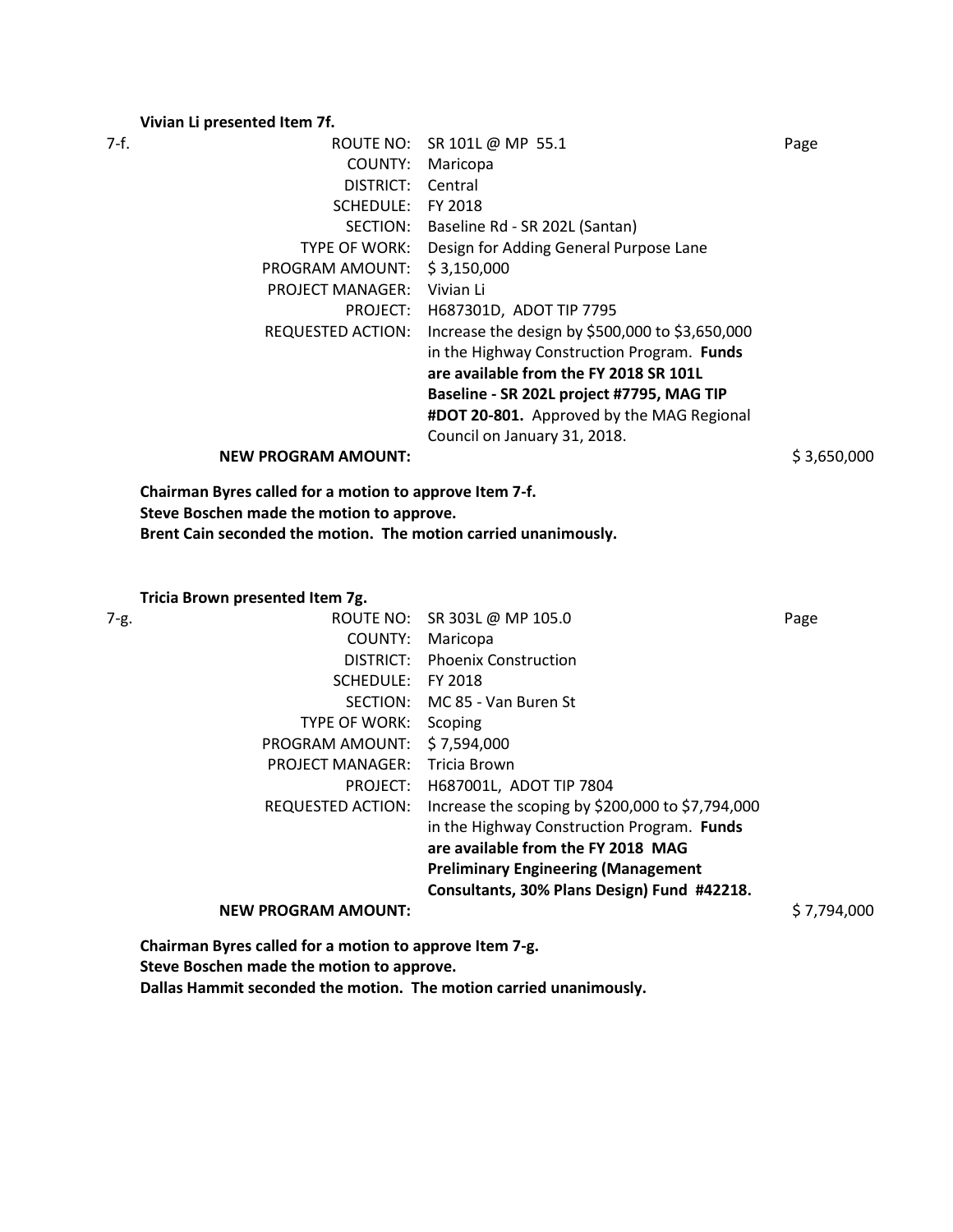**Vivian Li presented Item 7f.**

7-f.

| | | |
|---|---|---|
| ROUTE NO: | SR 101L @ MP 55.1 | Page |
| COUNTY: | Maricopa | |
| DISTRICT: | Central | |
| SCHEDULE: | FY 2018 | |
| SECTION: | Baseline Rd - SR 202L (Santan) | |
| TYPE OF WORK: | Design for Adding General Purpose Lane | |
| PROGRAM AMOUNT: | $ 3,150,000 | |
| PROJECT MANAGER: | Vivian Li | |
| PROJECT: | H687301D, ADOT TIP 7795 | |
| REQUESTED ACTION: | Increase the design by $500,000 to $3,650,000 in the Highway Construction Program. **Funds are available from the FY 2018 SR 101L Baseline - SR 202L project #7795, MAG TIP #DOT 20-801.** Approved by the MAG Regional Council on January 31, 2018. | |
| **NEW PROGRAM AMOUNT:** | | $ 3,650,000 |

**Chairman Byres called for a motion to approve Item 7-f.**
**Steve Boschen made the motion to approve.**
**Brent Cain seconded the motion. The motion carried unanimously.**

**Tricia Brown presented Item 7g.**

7-g.

| | | |
|---|---|---|
| ROUTE NO: | SR 303L @ MP 105.0 | Page |
| COUNTY: | Maricopa | |
| DISTRICT: | Phoenix Construction | |
| SCHEDULE: | FY 2018 | |
| SECTION: | MC 85 - Van Buren St | |
| TYPE OF WORK: | Scoping | |
| PROGRAM AMOUNT: | $ 7,594,000 | |
| PROJECT MANAGER: | Tricia Brown | |
| PROJECT: | H687001L, ADOT TIP 7804 | |
| REQUESTED ACTION: | Increase the scoping by $200,000 to $7,794,000 in the Highway Construction Program. **Funds are available from the FY 2018 MAG Preliminary Engineering (Management Consultants, 30% Plans Design) Fund #42218.** | |
| **NEW PROGRAM AMOUNT:** | | $ 7,794,000 |

**Chairman Byres called for a motion to approve Item 7-g.**
**Steve Boschen made the motion to approve.**
**Dallas Hammit seconded the motion. The motion carried unanimously.**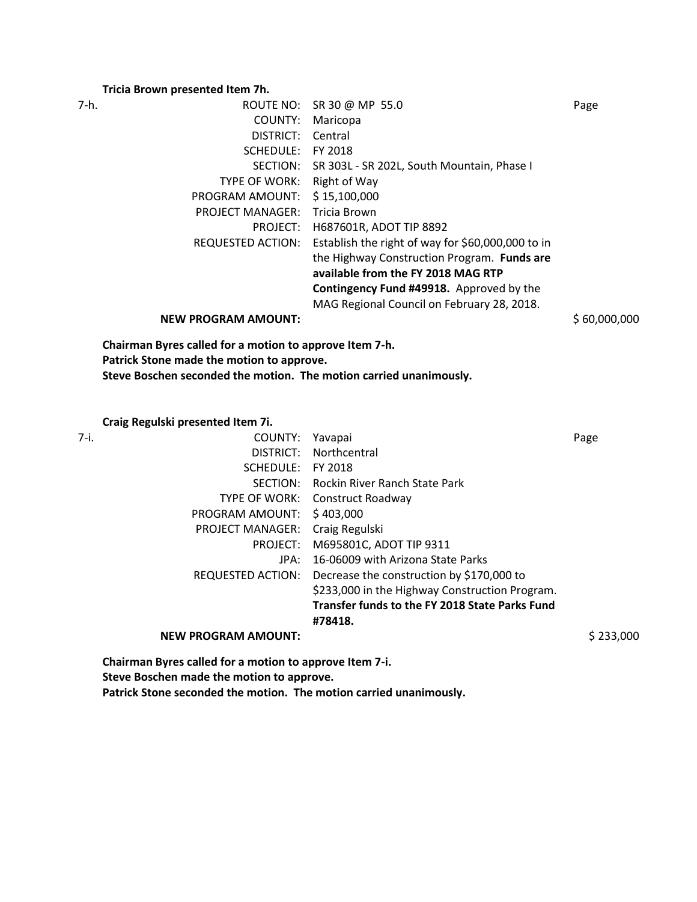**Tricia Brown presented Item 7h.**

| 7-h. | | | |
|---|---|---|---|
| | ROUTE NO: | SR 30 @ MP 55.0 | Page |
| | COUNTY: | Maricopa | |
| | DISTRICT: | Central | |
| | SCHEDULE: | FY 2018 | |
| | SECTION: | SR 303L - SR 202L, South Mountain, Phase I | |
| | TYPE OF WORK: | Right of Way | |
| | PROGRAM AMOUNT: | $ 15,100,000 | |
| | PROJECT MANAGER: | Tricia Brown | |
| | PROJECT: | H687601R, ADOT TIP 8892 | |
| | REQUESTED ACTION: | Establish the right of way for $60,000,000 to in the Highway Construction Program. **Funds are available from the FY 2018 MAG RTP Contingency Fund #49918.** Approved by the MAG Regional Council on February 28, 2018. | |
| | **NEW PROGRAM AMOUNT:** | | $ 60,000,000 |

**Chairman Byres called for a motion to approve Item 7-h.**
**Patrick Stone made the motion to approve.**
**Steve Boschen seconded the motion. The motion carried unanimously.**

**Craig Regulski presented Item 7i.**

| 7-i. | | | |
|---|---|---|---|
| | COUNTY: | Yavapai | Page |
| | DISTRICT: | Northcentral | |
| | SCHEDULE: | FY 2018 | |
| | SECTION: | Rockin River Ranch State Park | |
| | TYPE OF WORK: | Construct Roadway | |
| | PROGRAM AMOUNT: | $ 403,000 | |
| | PROJECT MANAGER: | Craig Regulski | |
| | PROJECT: | M695801C, ADOT TIP 9311 | |
| | JPA: | 16-06009 with Arizona State Parks | |
| | REQUESTED ACTION: | Decrease the construction by $170,000 to $233,000 in the Highway Construction Program. **Transfer funds to the FY 2018 State Parks Fund #78418.** | |
| | **NEW PROGRAM AMOUNT:** | | $ 233,000 |

**Chairman Byres called for a motion to approve Item 7-i.**
**Steve Boschen made the motion to approve.**
**Patrick Stone seconded the motion. The motion carried unanimously.**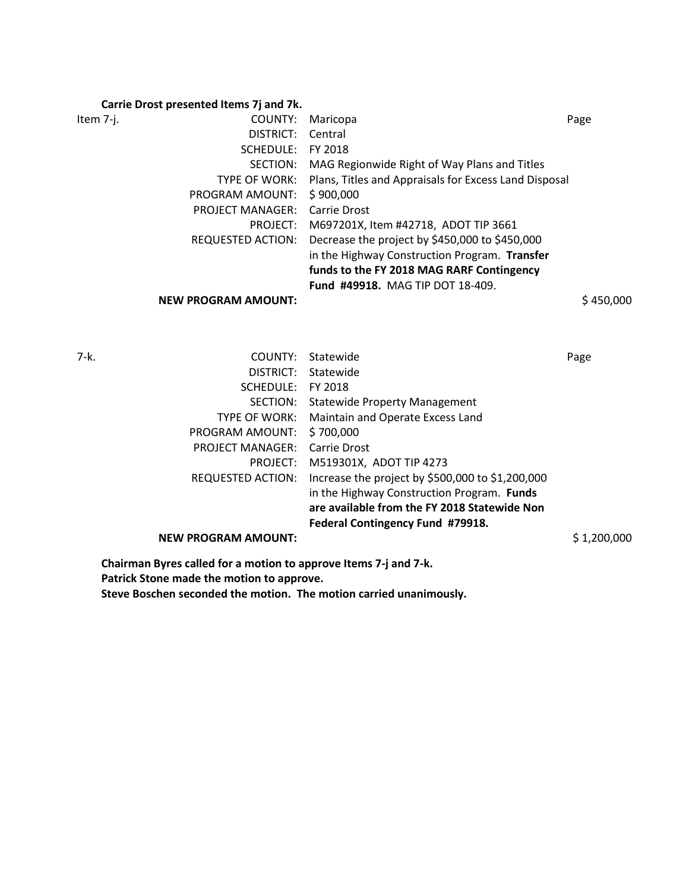**Carrie Drost presented Items 7j and 7k.**

| Item 7-j. | COUNTY: | Maricopa | Page |
|---|---|---|---|
| | DISTRICT: | Central | |
| | SCHEDULE: | FY 2018 | |
| | SECTION: | MAG Regionwide Right of Way Plans and Titles | |
| | TYPE OF WORK: | Plans, Titles and Appraisals for Excess Land Disposal | |
| | PROGRAM AMOUNT: | $ 900,000 | |
| | PROJECT MANAGER: | Carrie Drost | |
| | PROJECT: | M697201X, Item #42718, ADOT TIP 3661 | |
| | REQUESTED ACTION: | Decrease the project by $450,000 to $450,000 in the Highway Construction Program. **Transfer funds to the FY 2018 MAG RARF Contingency Fund #49918.** MAG TIP DOT 18-409. | |
| | **NEW PROGRAM AMOUNT:** | | $ 450,000 |

| 7-k. | COUNTY: | Statewide | Page |
|---|---|---|---|
| | DISTRICT: | Statewide | |
| | SCHEDULE: | FY 2018 | |
| | SECTION: | Statewide Property Management | |
| | TYPE OF WORK: | Maintain and Operate Excess Land | |
| | PROGRAM AMOUNT: | $ 700,000 | |
| | PROJECT MANAGER: | Carrie Drost | |
| | PROJECT: | M519301X, ADOT TIP 4273 | |
| | REQUESTED ACTION: | Increase the project by $500,000 to $1,200,000 in the Highway Construction Program. **Funds are available from the FY 2018 Statewide Non Federal Contingency Fund #79918.** | |
| | **NEW PROGRAM AMOUNT:** | | $ 1,200,000 |

**Chairman Byres called for a motion to approve Items 7-j and 7-k.**
**Patrick Stone made the motion to approve.**
**Steve Boschen seconded the motion. The motion carried unanimously.**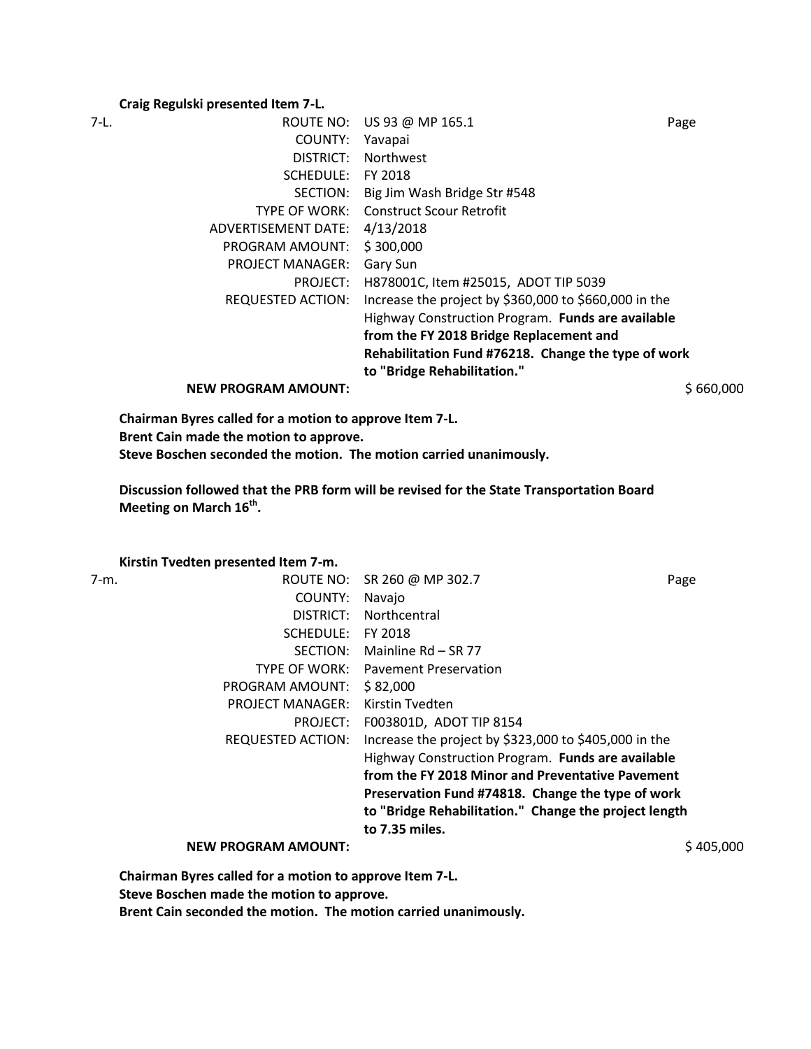**Craig Regulski presented Item 7-L.**

7-L.

| | | |
|---|---|---|
| ROUTE NO: | US 93 @ MP 165.1 | Page |
| COUNTY: | Yavapai | |
| DISTRICT: | Northwest | |
| SCHEDULE: | FY 2018 | |
| SECTION: | Big Jim Wash Bridge Str #548 | |
| TYPE OF WORK: | Construct Scour Retrofit | |
| ADVERTISEMENT DATE: | 4/13/2018 | |
| PROGRAM AMOUNT: | $ 300,000 | |
| PROJECT MANAGER: | Gary Sun | |
| PROJECT: | H878001C, Item #25015, ADOT TIP 5039 | |
| REQUESTED ACTION: | Increase the project by $360,000 to $660,000 in the Highway Construction Program. **Funds are available from the FY 2018 Bridge Replacement and Rehabilitation Fund #76218. Change the type of work to "Bridge Rehabilitation."** | |
| **NEW PROGRAM AMOUNT:** | | $ 660,000 |

**Chairman Byres called for a motion to approve Item 7-L.**
**Brent Cain made the motion to approve.**
**Steve Boschen seconded the motion. The motion carried unanimously.**

**Discussion followed that the PRB form will be revised for the State Transportation Board Meeting on March 16th.**

**Kirstin Tvedten presented Item 7-m.**

7-m.

| | | |
|---|---|---|
| ROUTE NO: | SR 260 @ MP 302.7 | Page |
| COUNTY: | Navajo | |
| DISTRICT: | Northcentral | |
| SCHEDULE: | FY 2018 | |
| SECTION: | Mainline Rd – SR 77 | |
| TYPE OF WORK: | Pavement Preservation | |
| PROGRAM AMOUNT: | $ 82,000 | |
| PROJECT MANAGER: | Kirstin Tvedten | |
| PROJECT: | F003801D, ADOT TIP 8154 | |
| REQUESTED ACTION: | Increase the project by $323,000 to $405,000 in the Highway Construction Program. **Funds are available from the FY 2018 Minor and Preventative Pavement Preservation Fund #74818. Change the type of work to "Bridge Rehabilitation." Change the project length to 7.35 miles.** | |
| **NEW PROGRAM AMOUNT:** | | $ 405,000 |

**Chairman Byres called for a motion to approve Item 7-L.**
**Steve Boschen made the motion to approve.**
**Brent Cain seconded the motion. The motion carried unanimously.**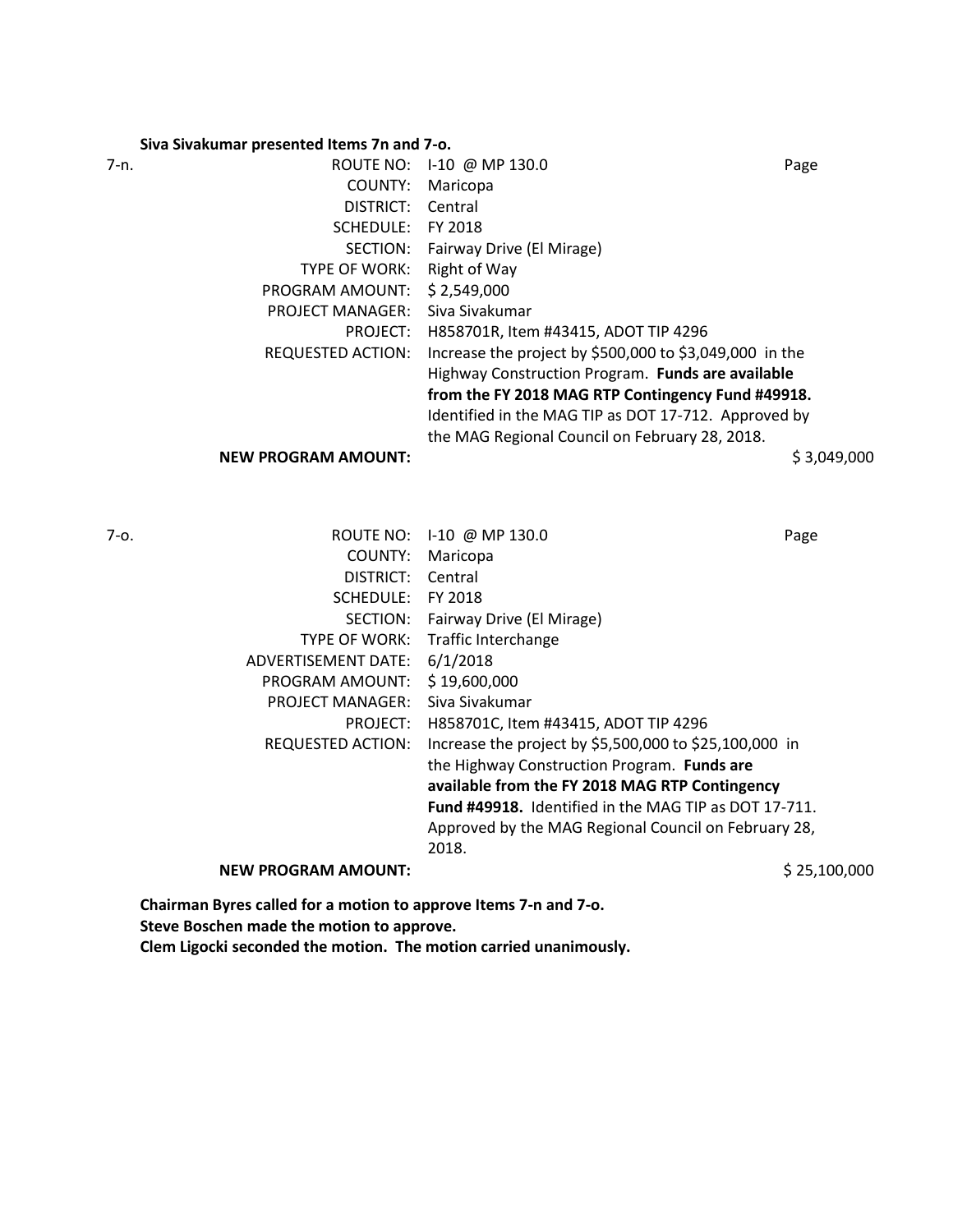**Siva Sivakumar presented Items 7n and 7-o.**

7-n.

| | | |
|---|---|---|
| ROUTE NO: | I-10 @ MP 130.0 | Page |
| COUNTY: | Maricopa | |
| DISTRICT: | Central | |
| SCHEDULE: | FY 2018 | |
| SECTION: | Fairway Drive (El Mirage) | |
| TYPE OF WORK: | Right of Way | |
| PROGRAM AMOUNT: | $ 2,549,000 | |
| PROJECT MANAGER: | Siva Sivakumar | |
| PROJECT: | H858701R, Item #43415, ADOT TIP 4296 | |
| REQUESTED ACTION: | Increase the project by $500,000 to $3,049,000 in the Highway Construction Program. **Funds are available from the FY 2018 MAG RTP Contingency Fund #49918.** Identified in the MAG TIP as DOT 17-712. Approved by the MAG Regional Council on February 28, 2018. | |
| **NEW PROGRAM AMOUNT:** | | $ 3,049,000 |

7-o.

| | | |
|---|---|---|
| ROUTE NO: | I-10 @ MP 130.0 | Page |
| COUNTY: | Maricopa | |
| DISTRICT: | Central | |
| SCHEDULE: | FY 2018 | |
| SECTION: | Fairway Drive (El Mirage) | |
| TYPE OF WORK: | Traffic Interchange | |
| ADVERTISEMENT DATE: | 6/1/2018 | |
| PROGRAM AMOUNT: | $ 19,600,000 | |
| PROJECT MANAGER: | Siva Sivakumar | |
| PROJECT: | H858701C, Item #43415, ADOT TIP 4296 | |
| REQUESTED ACTION: | Increase the project by $5,500,000 to $25,100,000 in the Highway Construction Program. **Funds are available from the FY 2018 MAG RTP Contingency Fund #49918.** Identified in the MAG TIP as DOT 17-711. Approved by the MAG Regional Council on February 28, 2018. | |
| **NEW PROGRAM AMOUNT:** | | $ 25,100,000 |

**Chairman Byres called for a motion to approve Items 7-n and 7-o.**
**Steve Boschen made the motion to approve.**
**Clem Ligocki seconded the motion. The motion carried unanimously.**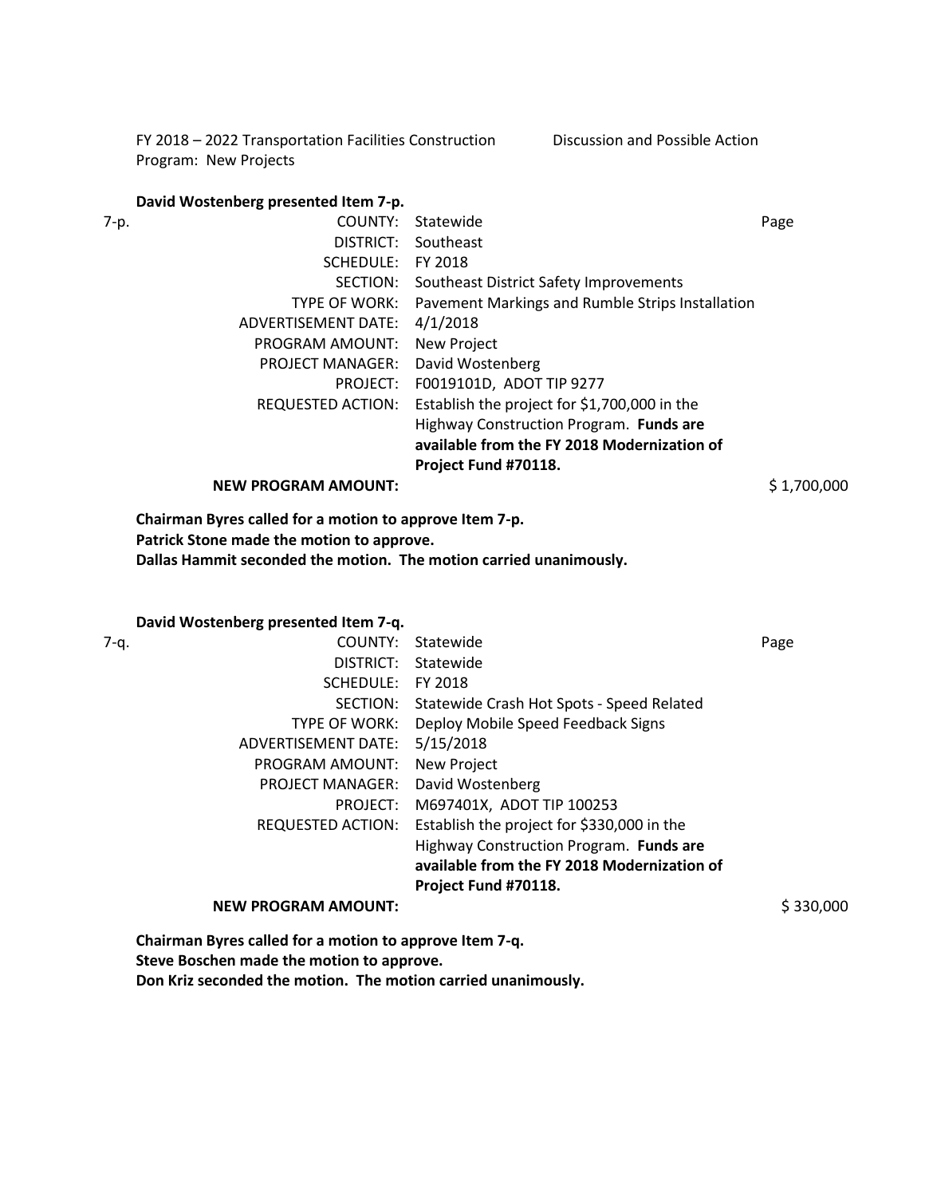FY 2018 – 2022 Transportation Facilities Construction Program: New Projects — Discussion and Possible Action

**David Wostenberg presented Item 7-p.**

7-p.

| | | |
|---|---|---|
| COUNTY: | Statewide | Page |
| DISTRICT: | Southeast | |
| SCHEDULE: | FY 2018 | |
| SECTION: | Southeast District Safety Improvements | |
| TYPE OF WORK: | Pavement Markings and Rumble Strips Installation | |
| ADVERTISEMENT DATE: | 4/1/2018 | |
| PROGRAM AMOUNT: | New Project | |
| PROJECT MANAGER: | David Wostenberg | |
| PROJECT: | F0019101D, ADOT TIP 9277 | |
| REQUESTED ACTION: | Establish the project for $1,700,000 in the Highway Construction Program. **Funds are available from the FY 2018 Modernization of Project Fund #70118.** | |
| **NEW PROGRAM AMOUNT:** | | $ 1,700,000 |

**Chairman Byres called for a motion to approve Item 7-p.**
**Patrick Stone made the motion to approve.**
**Dallas Hammit seconded the motion. The motion carried unanimously.**

**David Wostenberg presented Item 7-q.**

7-q.

| | | |
|---|---|---|
| COUNTY: | Statewide | Page |
| DISTRICT: | Statewide | |
| SCHEDULE: | FY 2018 | |
| SECTION: | Statewide Crash Hot Spots - Speed Related | |
| TYPE OF WORK: | Deploy Mobile Speed Feedback Signs | |
| ADVERTISEMENT DATE: | 5/15/2018 | |
| PROGRAM AMOUNT: | New Project | |
| PROJECT MANAGER: | David Wostenberg | |
| PROJECT: | M697401X, ADOT TIP 100253 | |
| REQUESTED ACTION: | Establish the project for $330,000 in the Highway Construction Program. **Funds are available from the FY 2018 Modernization of Project Fund #70118.** | |
| **NEW PROGRAM AMOUNT:** | | $ 330,000 |

**Chairman Byres called for a motion to approve Item 7-q.**
**Steve Boschen made the motion to approve.**
**Don Kriz seconded the motion. The motion carried unanimously.**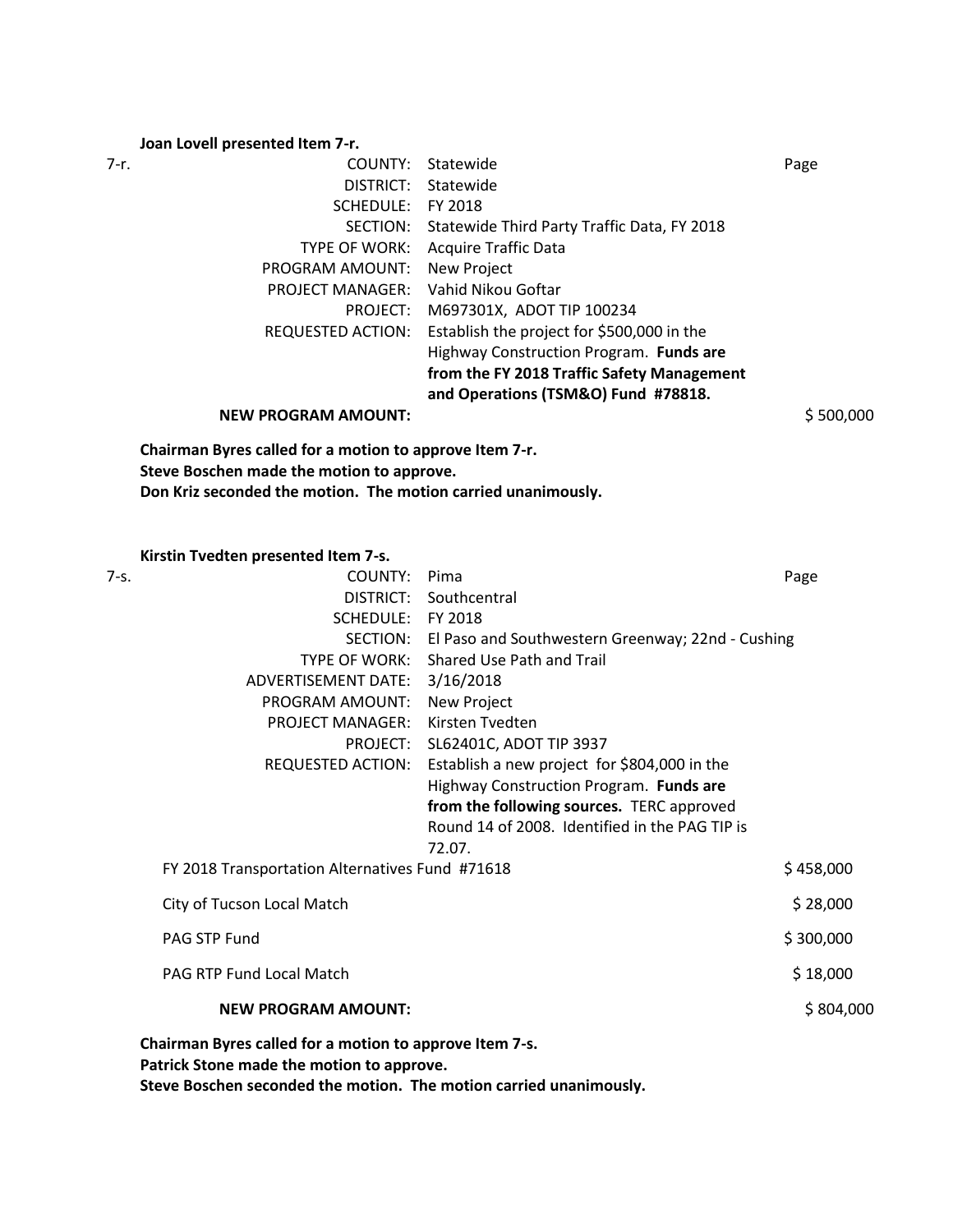**Joan Lovell presented Item 7-r.**

| 7-r. | | | |
|---|---|---|---|
| | COUNTY: | Statewide | Page |
| | DISTRICT: | Statewide | |
| | SCHEDULE: | FY 2018 | |
| | SECTION: | Statewide Third Party Traffic Data, FY 2018 | |
| | TYPE OF WORK: | Acquire Traffic Data | |
| | PROGRAM AMOUNT: | New Project | |
| | PROJECT MANAGER: | Vahid Nikou Goftar | |
| | PROJECT: | M697301X, ADOT TIP 100234 | |
| | REQUESTED ACTION: | Establish the project for $500,000 in the Highway Construction Program. **Funds are from the FY 2018 Traffic Safety Management and Operations (TSM&O) Fund #78818.** | |
| | **NEW PROGRAM AMOUNT:** | | $ 500,000 |

**Chairman Byres called for a motion to approve Item 7-r.**
**Steve Boschen made the motion to approve.**
**Don Kriz seconded the motion. The motion carried unanimously.**

**Kirstin Tvedten presented Item 7-s.**

| 7-s. | | | |
|---|---|---|---|
| | COUNTY: | Pima | Page |
| | DISTRICT: | Southcentral | |
| | SCHEDULE: | FY 2018 | |
| | SECTION: | El Paso and Southwestern Greenway; 22nd - Cushing | |
| | TYPE OF WORK: | Shared Use Path and Trail | |
| | ADVERTISEMENT DATE: | 3/16/2018 | |
| | PROGRAM AMOUNT: | New Project | |
| | PROJECT MANAGER: | Kirsten Tvedten | |
| | PROJECT: | SL62401C, ADOT TIP 3937 | |
| | REQUESTED ACTION: | Establish a new project for $804,000 in the Highway Construction Program. **Funds are from the following sources.** TERC approved Round 14 of 2008. Identified in the PAG TIP is 72.07. | |
| | FY 2018 Transportation Alternatives Fund #71618 | | $ 458,000 |
| | City of Tucson Local Match | | $ 28,000 |
| | PAG STP Fund | | $ 300,000 |
| | PAG RTP Fund Local Match | | $ 18,000 |
| | **NEW PROGRAM AMOUNT:** | | $ 804,000 |

**Chairman Byres called for a motion to approve Item 7-s.**
**Patrick Stone made the motion to approve.**
**Steve Boschen seconded the motion. The motion carried unanimously.**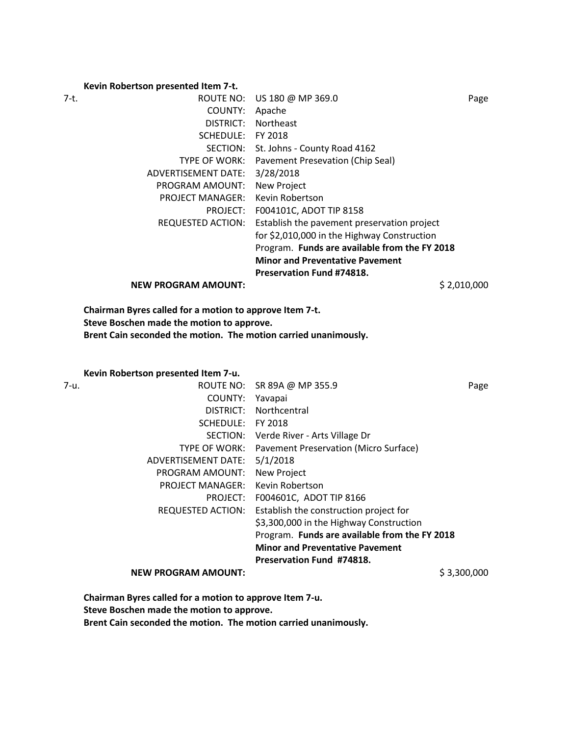**Kevin Robertson presented Item 7-t.**

7-t.

| | | |
|---|---|---|
| ROUTE NO: | US 180 @ MP 369.0 | Page |
| COUNTY: | Apache | |
| DISTRICT: | Northeast | |
| SCHEDULE: | FY 2018 | |
| SECTION: | St. Johns - County Road 4162 | |
| TYPE OF WORK: | Pavement Presevation (Chip Seal) | |
| ADVERTISEMENT DATE: | 3/28/2018 | |
| PROGRAM AMOUNT: | New Project | |
| PROJECT MANAGER: | Kevin Robertson | |
| PROJECT: | F004101C, ADOT TIP 8158 | |
| REQUESTED ACTION: | Establish the pavement preservation project for $2,010,000 in the Highway Construction Program. **Funds are available from the FY 2018 Minor and Preventative Pavement Preservation Fund #74818.** | |
| **NEW PROGRAM AMOUNT:** | | $ 2,010,000 |

**Chairman Byres called for a motion to approve Item 7-t.**
**Steve Boschen made the motion to approve.**
**Brent Cain seconded the motion. The motion carried unanimously.**

**Kevin Robertson presented Item 7-u.**

7-u.

| | | |
|---|---|---|
| ROUTE NO: | SR 89A @ MP 355.9 | Page |
| COUNTY: | Yavapai | |
| DISTRICT: | Northcentral | |
| SCHEDULE: | FY 2018 | |
| SECTION: | Verde River - Arts Village Dr | |
| TYPE OF WORK: | Pavement Preservation (Micro Surface) | |
| ADVERTISEMENT DATE: | 5/1/2018 | |
| PROGRAM AMOUNT: | New Project | |
| PROJECT MANAGER: | Kevin Robertson | |
| PROJECT: | F004601C, ADOT TIP 8166 | |
| REQUESTED ACTION: | Establish the construction project for $3,300,000 in the Highway Construction Program. **Funds are available from the FY 2018 Minor and Preventative Pavement Preservation Fund #74818.** | |
| **NEW PROGRAM AMOUNT:** | | $ 3,300,000 |

**Chairman Byres called for a motion to approve Item 7-u.**
**Steve Boschen made the motion to approve.**
**Brent Cain seconded the motion. The motion carried unanimously.**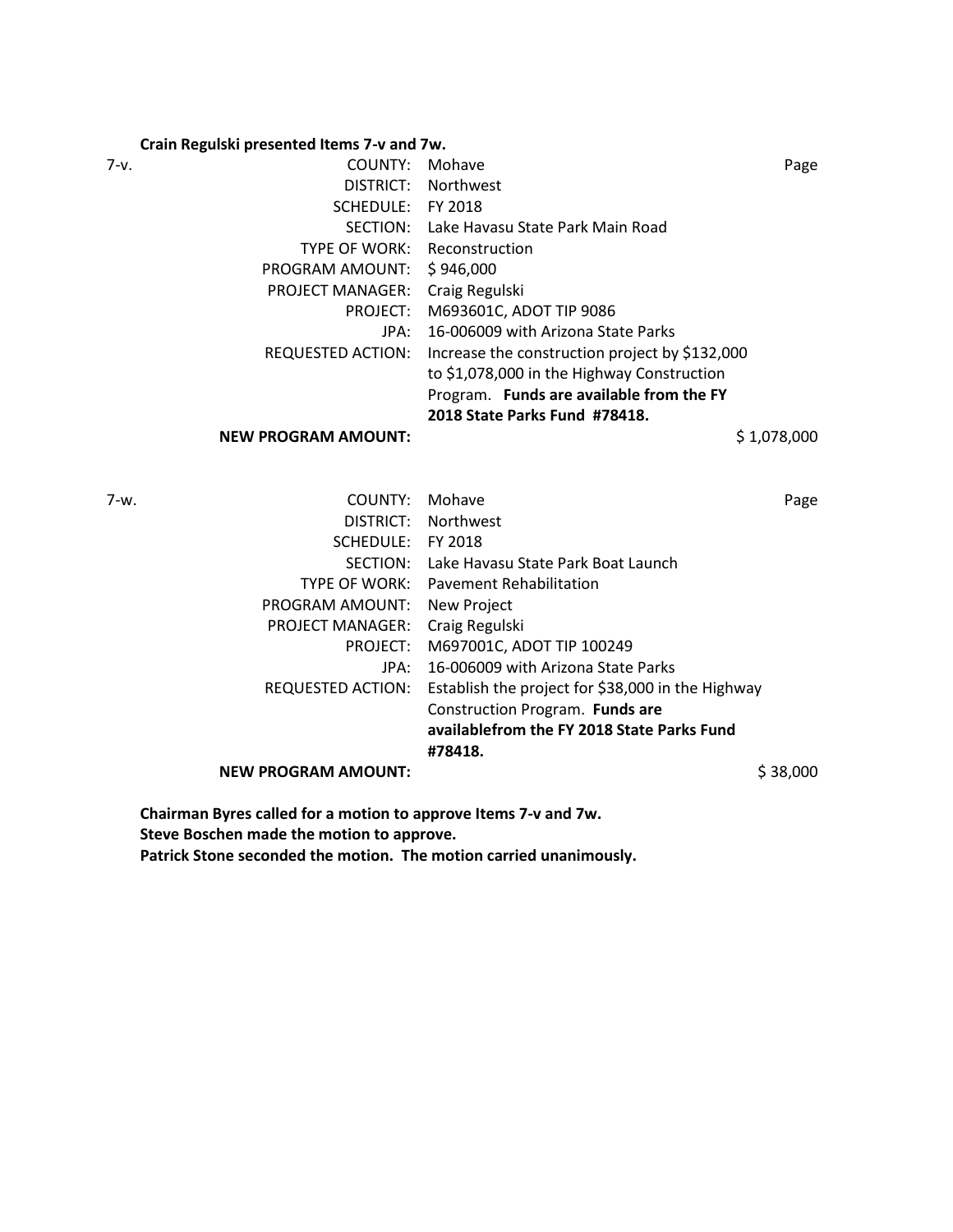**Crain Regulski presented Items 7-v and 7w.**

| | | | |
|---|---|---|---|
| 7-v. | COUNTY: | Mohave | Page |
| | DISTRICT: | Northwest | |
| | SCHEDULE: | FY 2018 | |
| | SECTION: | Lake Havasu State Park Main Road | |
| | TYPE OF WORK: | Reconstruction | |
| | PROGRAM AMOUNT: | $ 946,000 | |
| | PROJECT MANAGER: | Craig Regulski | |
| | PROJECT: | M693601C, ADOT TIP 9086 | |
| | JPA: | 16-006009 with Arizona State Parks | |
| | REQUESTED ACTION: | Increase the construction project by $132,000 to $1,078,000 in the Highway Construction Program. **Funds are available from the FY 2018 State Parks Fund #78418.** | |
| | **NEW PROGRAM AMOUNT:** | | $ 1,078,000 |

| | | | |
|---|---|---|---|
| 7-w. | COUNTY: | Mohave | Page |
| | DISTRICT: | Northwest | |
| | SCHEDULE: | FY 2018 | |
| | SECTION: | Lake Havasu State Park Boat Launch | |
| | TYPE OF WORK: | Pavement Rehabilitation | |
| | PROGRAM AMOUNT: | New Project | |
| | PROJECT MANAGER: | Craig Regulski | |
| | PROJECT: | M697001C, ADOT TIP 100249 | |
| | JPA: | 16-006009 with Arizona State Parks | |
| | REQUESTED ACTION: | Establish the project for $38,000 in the Highway Construction Program. **Funds are availablefrom the FY 2018 State Parks Fund #78418.** | |
| | **NEW PROGRAM AMOUNT:** | | $ 38,000 |

**Chairman Byres called for a motion to approve Items 7-v and 7w.**
**Steve Boschen made the motion to approve.**
**Patrick Stone seconded the motion. The motion carried unanimously.**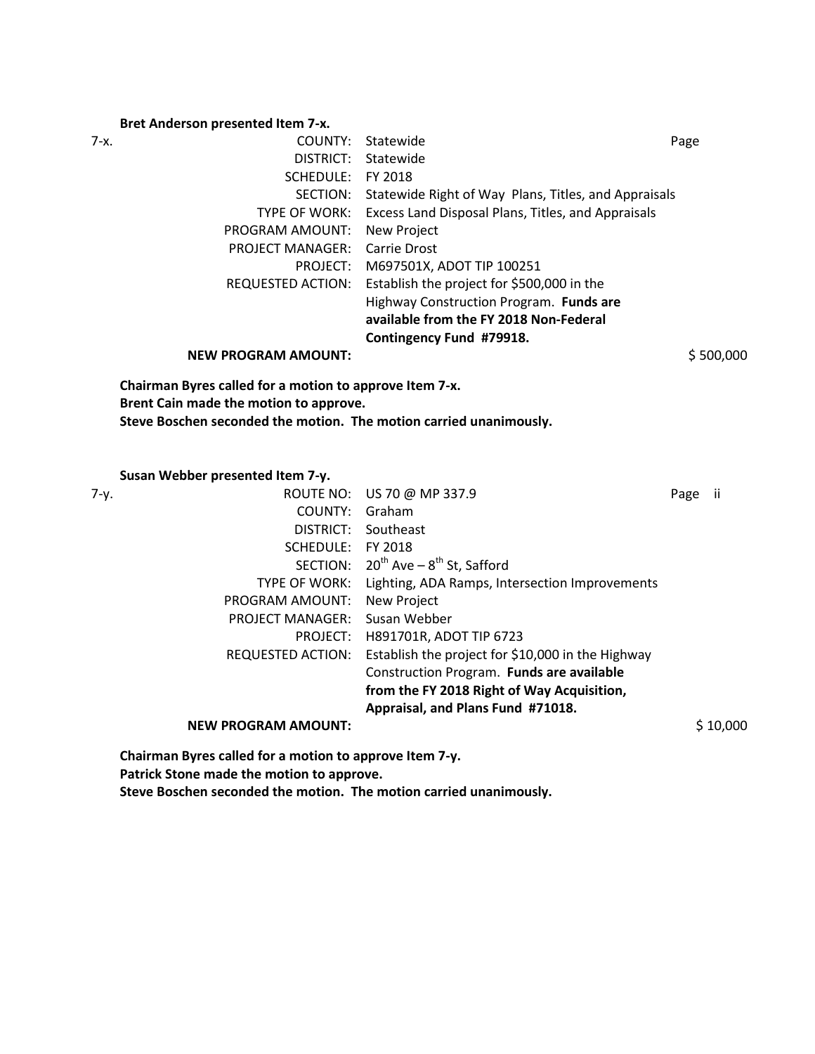**Bret Anderson presented Item 7-x.**

7-x.

| | | |
|---|---|---|
| COUNTY: | Statewide | Page |
| DISTRICT: | Statewide | |
| SCHEDULE: | FY 2018 | |
| SECTION: | Statewide Right of Way Plans, Titles, and Appraisals | |
| TYPE OF WORK: | Excess Land Disposal Plans, Titles, and Appraisals | |
| PROGRAM AMOUNT: | New Project | |
| PROJECT MANAGER: | Carrie Drost | |
| PROJECT: | M697501X, ADOT TIP 100251 | |
| REQUESTED ACTION: | Establish the project for $500,000 in the Highway Construction Program. **Funds are available from the FY 2018 Non-Federal Contingency Fund #79918.** | |
| **NEW PROGRAM AMOUNT:** | | $ 500,000 |

**Chairman Byres called for a motion to approve Item 7-x.**
**Brent Cain made the motion to approve.**
**Steve Boschen seconded the motion. The motion carried unanimously.**

**Susan Webber presented Item 7-y.**

7-y.

| | | |
|---|---|---|
| ROUTE NO: | US 70 @ MP 337.9 | Page ii |
| COUNTY: | Graham | |
| DISTRICT: | Southeast | |
| SCHEDULE: | FY 2018 | |
| SECTION: | 20th Ave – 8th St, Safford | |
| TYPE OF WORK: | Lighting, ADA Ramps, Intersection Improvements | |
| PROGRAM AMOUNT: | New Project | |
| PROJECT MANAGER: | Susan Webber | |
| PROJECT: | H891701R, ADOT TIP 6723 | |
| REQUESTED ACTION: | Establish the project for $10,000 in the Highway Construction Program. **Funds are available from the FY 2018 Right of Way Acquisition, Appraisal, and Plans Fund #71018.** | |
| **NEW PROGRAM AMOUNT:** | | $ 10,000 |

**Chairman Byres called for a motion to approve Item 7-y.**
**Patrick Stone made the motion to approve.**
**Steve Boschen seconded the motion. The motion carried unanimously.**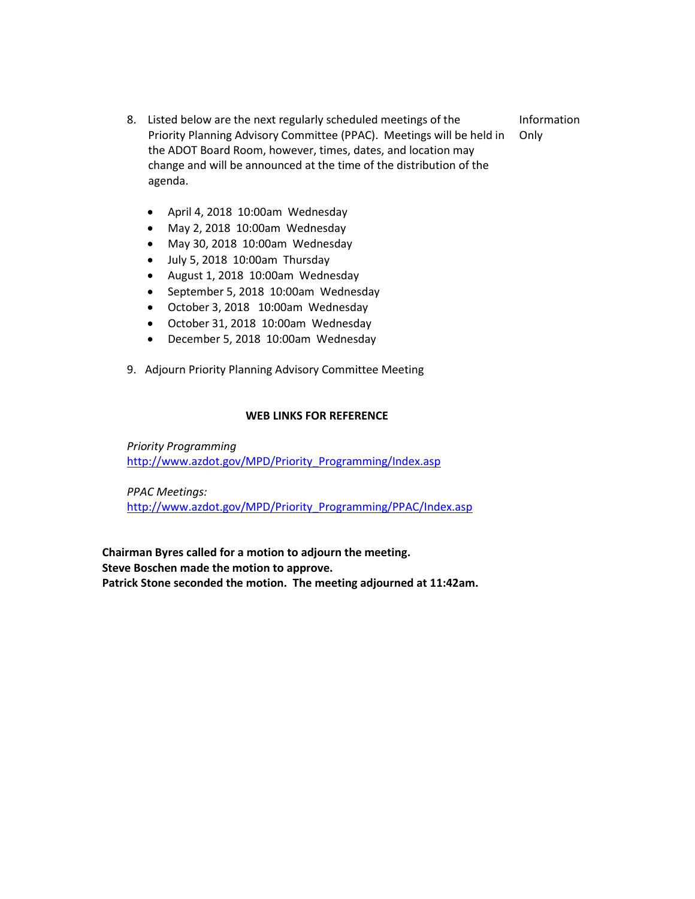8. Listed below are the next regularly scheduled meetings of the Priority Planning Advisory Committee (PPAC). Meetings will be held in the ADOT Board Room, however, times, dates, and location may change and will be announced at the time of the distribution of the agenda. — Information Only

   - April 4, 2018 10:00am Wednesday
   - May 2, 2018 10:00am Wednesday
   - May 30, 2018 10:00am Wednesday
   - July 5, 2018 10:00am Thursday
   - August 1, 2018 10:00am Wednesday
   - September 5, 2018 10:00am Wednesday
   - October 3, 2018 10:00am Wednesday
   - October 31, 2018 10:00am Wednesday
   - December 5, 2018 10:00am Wednesday

9. Adjourn Priority Planning Advisory Committee Meeting

**WEB LINKS FOR REFERENCE**

*Priority Programming*
http://www.azdot.gov/MPD/Priority_Programming/Index.asp

*PPAC Meetings:*
http://www.azdot.gov/MPD/Priority_Programming/PPAC/Index.asp

**Chairman Byres called for a motion to adjourn the meeting.**
**Steve Boschen made the motion to approve.**
**Patrick Stone seconded the motion. The meeting adjourned at 11:42am.**